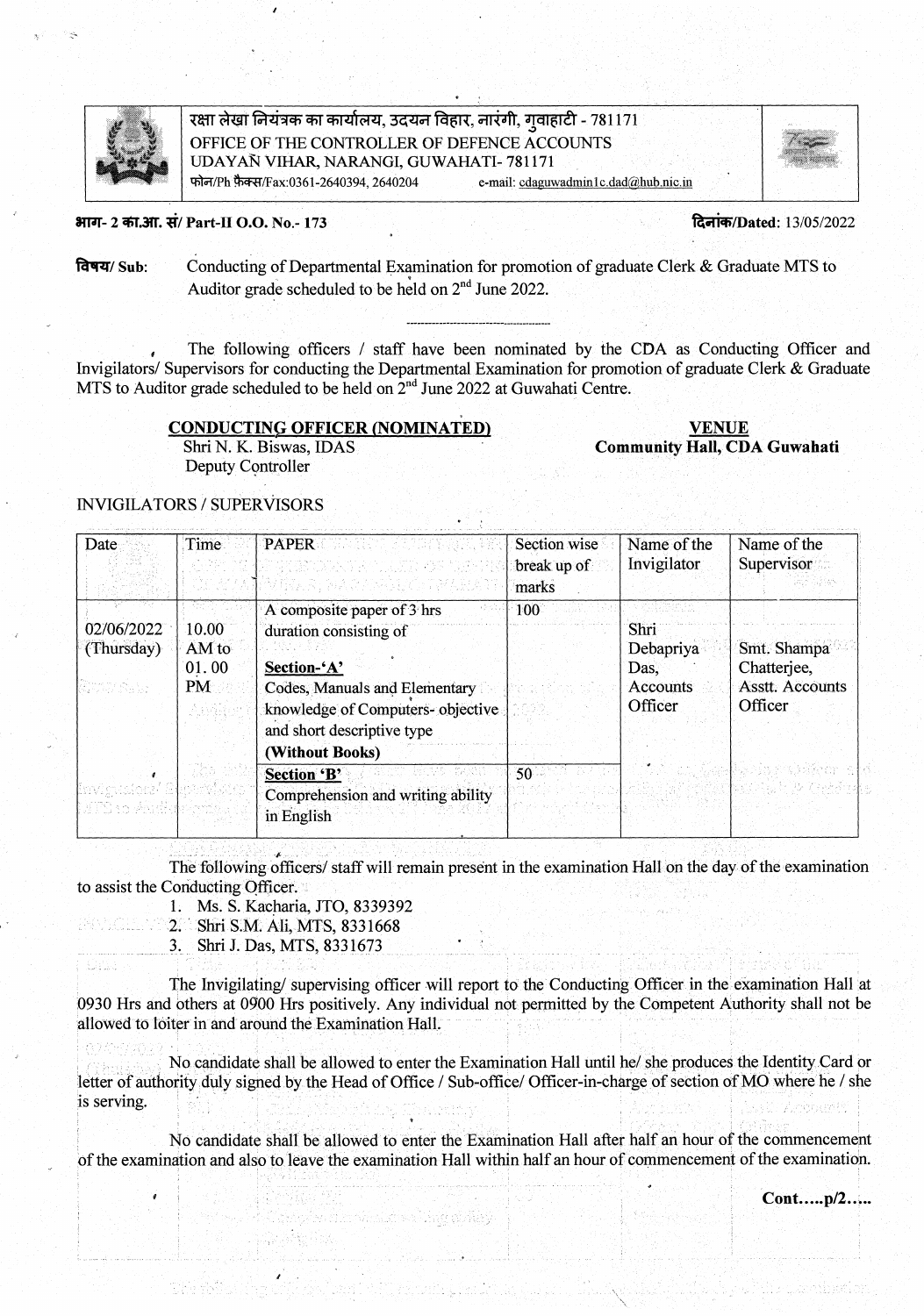रक्षा लेखा नियंत्रक का कार्यालय, उदयन विहार, नारंगी, गुवाहाटी - 781171
OFFICE OF THE CONTROLLER OF DEFENCE ACCOUNTS
UDAYAN VIHAR, NARANGI, GUWAHATI- 781171
फोन/Ph फैक्स/Fax:0361-2640394, 2640204 e-mail: cdaguwadmin1c.dad@hub.nic.in

**भाग- 2 का.आ. सं/ Part-II O.O. No.- 173** **दिनांक/Dated:** 13/05/2022

**विषय/ Sub:** Conducting of Departmental Examination for promotion of graduate Clerk & Graduate MTS to Auditor grade scheduled to be held on 2nd June 2022.

---

The following officers / staff have been nominated by the CDA as Conducting Officer and Invigilators/ Supervisors for conducting the Departmental Examination for promotion of graduate Clerk & Graduate MTS to Auditor grade scheduled to be held on 2nd June 2022 at Guwahati Centre.

**CONDUCTING OFFICER (NOMINATED)**
Shri N. K. Biswas, IDAS
Deputy Controller

**VENUE**
**Community Hall, CDA Guwahati**

INVIGILATORS / SUPERVISORS

| Date | Time | PAPER | Section wise break up of marks | Name of the Invigilator | Name of the Supervisor |
|---|---|---|---|---|---|
| 02/06/2022 (Thursday) | 10.00 AM to 01. 00 PM | A composite paper of 3 hrs duration consisting of<br><br>Section-'A'<br>Codes, Manuals and Elementary knowledge of Computers- objective and short descriptive type<br>**(Without Books)** | 100 | Shri Debapriya Das, Accounts Officer | Smt. Shampa Chatterjee, Asstt. Accounts Officer |
| | | **Section 'B'**<br>Comprehension and writing ability in English | 50 | | |

The following officers/ staff will remain present in the examination Hall on the day of the examination to assist the Conducting Officer.

1. Ms. S. Kacharia, JTO, 8339392
2. Shri S.M. Ali, MTS, 8331668
3. Shri J. Das, MTS, 8331673

The Invigilating/ supervising officer will report to the Conducting Officer in the examination Hall at 0930 Hrs and others at 0900 Hrs positively. Any individual not permitted by the Competent Authority shall not be allowed to loiter in and around the Examination Hall.

No candidate shall be allowed to enter the Examination Hall until he/ she produces the Identity Card or letter of authority duly signed by the Head of Office / Sub-office/ Officer-in-charge of section of MO where he / she is serving.

No candidate shall be allowed to enter the Examination Hall after half an hour of the commencement of the examination and also to leave the examination Hall within half an hour of commencement of the examination.

**Cont.....p/2.....**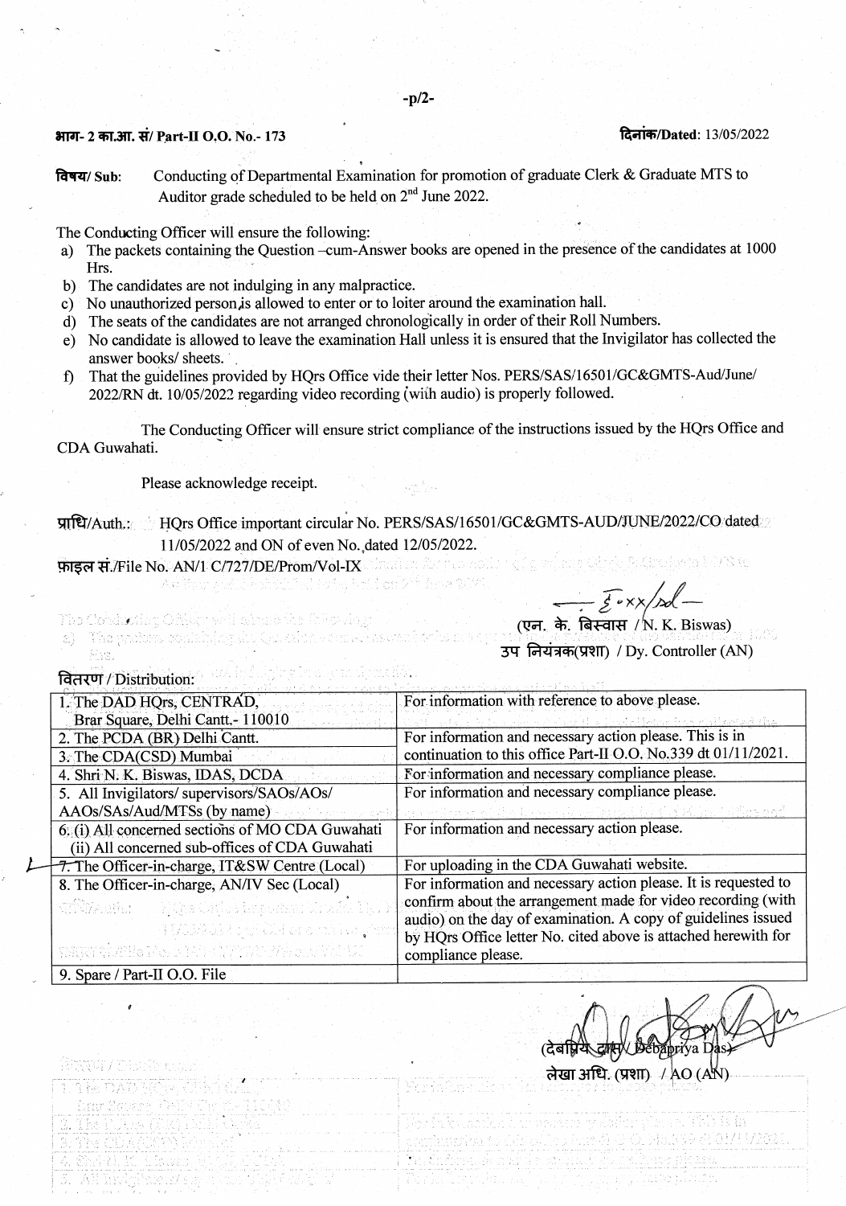भाग- 2 का.आ. सं/ Part-II O.O. No.- 173 दिनांक/Dated: 13/05/2022

**विषय/ Sub:** Conducting of Departmental Examination for promotion of graduate Clerk & Graduate MTS to Auditor grade scheduled to be held on 2nd June 2022.

The Conducting Officer will ensure the following:

a) The packets containing the Question –cum-Answer books are opened in the presence of the candidates at 1000 Hrs.
b) The candidates are not indulging in any malpractice.
c) No unauthorized person is allowed to enter or to loiter around the examination hall.
d) The seats of the candidates are not arranged chronologically in order of their Roll Numbers.
e) No candidate is allowed to leave the examination Hall unless it is ensured that the Invigilator has collected the answer books/ sheets.
f) That the guidelines provided by HQrs Office vide their letter Nos. PERS/SAS/16501/GC&GMTS-Aud/June/ 2022/RN dt. 10/05/2022 regarding video recording (with audio) is properly followed.

The Conducting Officer will ensure strict compliance of the instructions issued by the HQrs Office and CDA Guwahati.

Please acknowledge receipt.

**प्राधि/Auth.:** HQrs Office important circular No. PERS/SAS/16501/GC&GMTS-AUD/JUNE/2022/CO dated 11/05/2022 and ON of even No. dated 12/05/2022.

**फ़ाइल सं./File No.** AN/1 C/727/DE/Prom/Vol-IX

Sd/-
(एन. के. बिस्वास / N. K. Biswas)
उप नियंत्रक(प्रशा) / Dy. Controller (AN)

**वितरण / Distribution:**

| | |
|---|---|
| 1. The DAD HQrs, CENTRAD, Brar Square, Delhi Cantt.- 110010 | For information with reference to above please. |
| 2. The PCDA (BR) Delhi Cantt. | For information and necessary action please. This is in continuation to this office Part-II O.O. No.339 dt 01/11/2021. |
| 3. The CDA(CSD) Mumbai | |
| 4. Shri N. K. Biswas, IDAS, DCDA | For information and necessary compliance please. |
| 5. All Invigilators/ supervisors/SAOs/AOs/ AAOs/SAs/Aud/MTSs (by name) | For information and necessary compliance please. |
| 6. (i) All concerned sections of MO CDA Guwahati (ii) All concerned sub-offices of CDA Guwahati | For information and necessary action please. |
| 7. The Officer-in-charge, IT&SW Centre (Local) | For uploading in the CDA Guwahati website. |
| 8. The Officer-in-charge, AN/IV Sec (Local) | For information and necessary action please. It is requested to confirm about the arrangement made for video recording (with audio) on the day of examination. A copy of guidelines issued by HQrs Office letter No. cited above is attached herewith for compliance please. |
| 9. Spare / Part-II O.O. File | |

(देबप्रिय दास / Debapriya Das)
लेखा अधि. (प्रशा) / AO (AN)